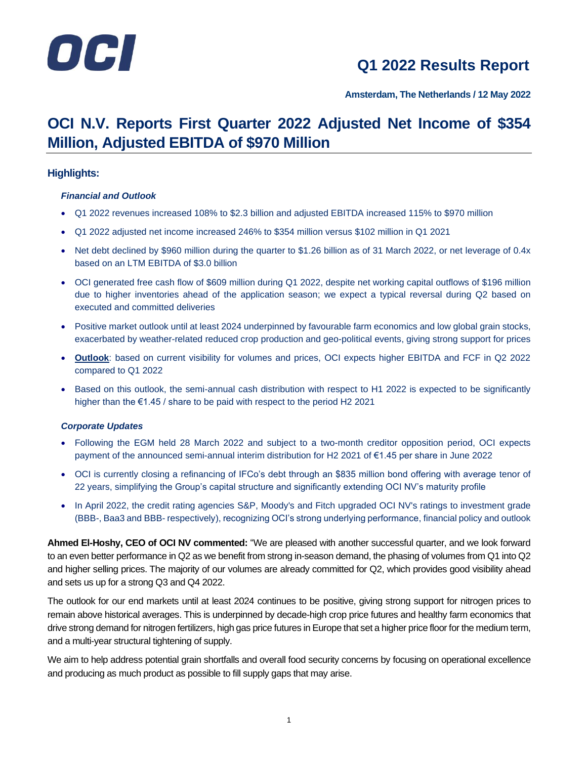OCI

# Q1 2022 Results Report

**Amsterdam, The Netherlands / 12 May 2022**

# OCI N.V. Reports First Quarter 2022 Adjusted Net Income of $354 Million, Adjusted EBITDA of $970 Million

## Highlights:

### *Financial and Outlook*

- Q1 2022 revenues increased 108% to $2.3 billion and adjusted EBITDA increased 115% to $970 million
- Q1 2022 adjusted net income increased 246% to $354 million versus $102 million in Q1 2021
- Net debt declined by $960 million during the quarter to $1.26 billion as of 31 March 2022, or net leverage of 0.4x based on an LTM EBITDA of $3.0 billion
- OCI generated free cash flow of $609 million during Q1 2022, despite net working capital outflows of $196 million due to higher inventories ahead of the application season; we expect a typical reversal during Q2 based on executed and committed deliveries
- Positive market outlook until at least 2024 underpinned by favourable farm economics and low global grain stocks, exacerbated by weather-related reduced crop production and geo-political events, giving strong support for prices
- **Outlook**: based on current visibility for volumes and prices, OCI expects higher EBITDA and FCF in Q2 2022 compared to Q1 2022
- Based on this outlook, the semi-annual cash distribution with respect to H1 2022 is expected to be significantly higher than the €1.45 / share to be paid with respect to the period H2 2021

### *Corporate Updates*

- Following the EGM held 28 March 2022 and subject to a two-month creditor opposition period, OCI expects payment of the announced semi-annual interim distribution for H2 2021 of €1.45 per share in June 2022
- OCI is currently closing a refinancing of IFCo's debt through an $835 million bond offering with average tenor of 22 years, simplifying the Group's capital structure and significantly extending OCI NV's maturity profile
- In April 2022, the credit rating agencies S&P, Moody's and Fitch upgraded OCI NV's ratings to investment grade (BBB-, Baa3 and BBB- respectively), recognizing OCI's strong underlying performance, financial policy and outlook

**Ahmed El-Hoshy, CEO of OCI NV commented:** "We are pleased with another successful quarter, and we look forward to an even better performance in Q2 as we benefit from strong in-season demand, the phasing of volumes from Q1 into Q2 and higher selling prices. The majority of our volumes are already committed for Q2, which provides good visibility ahead and sets us up for a strong Q3 and Q4 2022.

The outlook for our end markets until at least 2024 continues to be positive, giving strong support for nitrogen prices to remain above historical averages. This is underpinned by decade-high crop price futures and healthy farm economics that drive strong demand for nitrogen fertilizers, high gas price futures in Europe that set a higher price floor for the medium term, and a multi-year structural tightening of supply.

We aim to help address potential grain shortfalls and overall food security concerns by focusing on operational excellence and producing as much product as possible to fill supply gaps that may arise.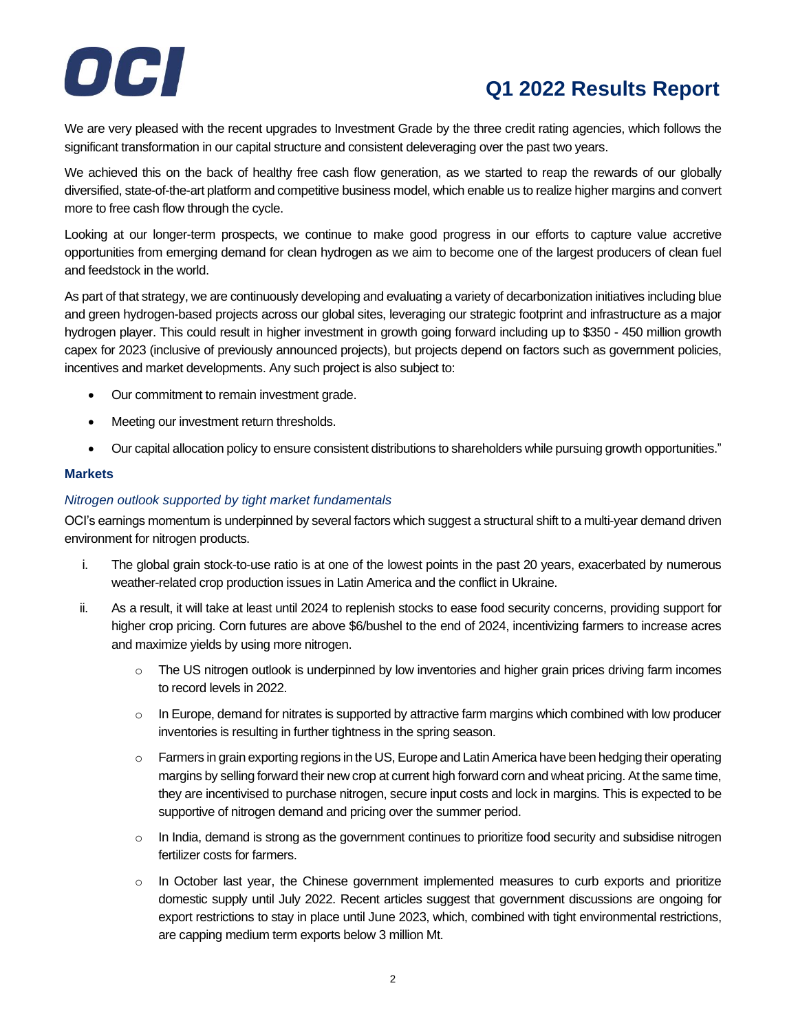We are very pleased with the recent upgrades to Investment Grade by the three credit rating agencies, which follows the significant transformation in our capital structure and consistent deleveraging over the past two years.

We achieved this on the back of healthy free cash flow generation, as we started to reap the rewards of our globally diversified, state-of-the-art platform and competitive business model, which enable us to realize higher margins and convert more to free cash flow through the cycle.

Looking at our longer-term prospects, we continue to make good progress in our efforts to capture value accretive opportunities from emerging demand for clean hydrogen as we aim to become one of the largest producers of clean fuel and feedstock in the world.

As part of that strategy, we are continuously developing and evaluating a variety of decarbonization initiatives including blue and green hydrogen-based projects across our global sites, leveraging our strategic footprint and infrastructure as a major hydrogen player. This could result in higher investment in growth going forward including up to $350 - 450 million growth capex for 2023 (inclusive of previously announced projects), but projects depend on factors such as government policies, incentives and market developments. Any such project is also subject to:

- Our commitment to remain investment grade.
- Meeting our investment return thresholds.
- Our capital allocation policy to ensure consistent distributions to shareholders while pursuing growth opportunities."

### Markets

*Nitrogen outlook supported by tight market fundamentals*

OCI's earnings momentum is underpinned by several factors which suggest a structural shift to a multi-year demand driven environment for nitrogen products.

i. The global grain stock-to-use ratio is at one of the lowest points in the past 20 years, exacerbated by numerous weather-related crop production issues in Latin America and the conflict in Ukraine.

ii. As a result, it will take at least until 2024 to replenish stocks to ease food security concerns, providing support for higher crop pricing. Corn futures are above $6/bushel to the end of 2024, incentivizing farmers to increase acres and maximize yields by using more nitrogen.

   - The US nitrogen outlook is underpinned by low inventories and higher grain prices driving farm incomes to record levels in 2022.
   - In Europe, demand for nitrates is supported by attractive farm margins which combined with low producer inventories is resulting in further tightness in the spring season.
   - Farmers in grain exporting regions in the US, Europe and Latin America have been hedging their operating margins by selling forward their new crop at current high forward corn and wheat pricing. At the same time, they are incentivised to purchase nitrogen, secure input costs and lock in margins. This is expected to be supportive of nitrogen demand and pricing over the summer period.
   - In India, demand is strong as the government continues to prioritize food security and subsidise nitrogen fertilizer costs for farmers.
   - In October last year, the Chinese government implemented measures to curb exports and prioritize domestic supply until July 2022. Recent articles suggest that government discussions are ongoing for export restrictions to stay in place until June 2023, which, combined with tight environmental restrictions, are capping medium term exports below 3 million Mt.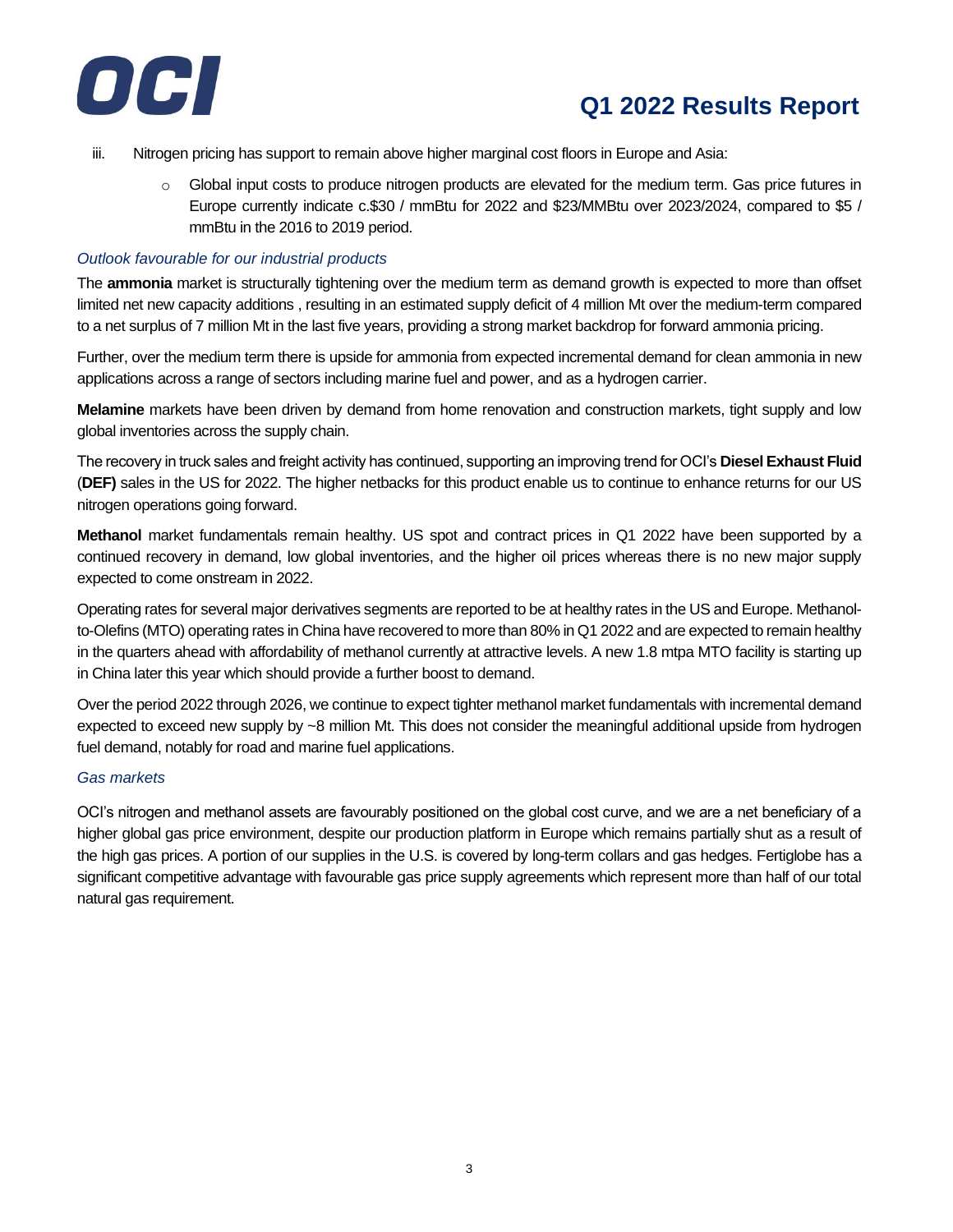iii. Nitrogen pricing has support to remain above higher marginal cost floors in Europe and Asia:

   - Global input costs to produce nitrogen products are elevated for the medium term. Gas price futures in Europe currently indicate c.$30 / mmBtu for 2022 and $23/MMBtu over 2023/2024, compared to $5 / mmBtu in the 2016 to 2019 period.

*Outlook favourable for our industrial products*

The **ammonia** market is structurally tightening over the medium term as demand growth is expected to more than offset limited net new capacity additions , resulting in an estimated supply deficit of 4 million Mt over the medium-term compared to a net surplus of 7 million Mt in the last five years, providing a strong market backdrop for forward ammonia pricing.

Further, over the medium term there is upside for ammonia from expected incremental demand for clean ammonia in new applications across a range of sectors including marine fuel and power, and as a hydrogen carrier.

**Melamine** markets have been driven by demand from home renovation and construction markets, tight supply and low global inventories across the supply chain.

The recovery in truck sales and freight activity has continued, supporting an improving trend for OCI's **Diesel Exhaust Fluid** (**DEF)** sales in the US for 2022. The higher netbacks for this product enable us to continue to enhance returns for our US nitrogen operations going forward.

**Methanol** market fundamentals remain healthy. US spot and contract prices in Q1 2022 have been supported by a continued recovery in demand, low global inventories, and the higher oil prices whereas there is no new major supply expected to come onstream in 2022.

Operating rates for several major derivatives segments are reported to be at healthy rates in the US and Europe. Methanol-to-Olefins (MTO) operating rates in China have recovered to more than 80% in Q1 2022 and are expected to remain healthy in the quarters ahead with affordability of methanol currently at attractive levels. A new 1.8 mtpa MTO facility is starting up in China later this year which should provide a further boost to demand.

Over the period 2022 through 2026, we continue to expect tighter methanol market fundamentals with incremental demand expected to exceed new supply by ~8 million Mt. This does not consider the meaningful additional upside from hydrogen fuel demand, notably for road and marine fuel applications.

*Gas markets*

OCI's nitrogen and methanol assets are favourably positioned on the global cost curve, and we are a net beneficiary of a higher global gas price environment, despite our production platform in Europe which remains partially shut as a result of the high gas prices. A portion of our supplies in the U.S. is covered by long-term collars and gas hedges. Fertiglobe has a significant competitive advantage with favourable gas price supply agreements which represent more than half of our total natural gas requirement.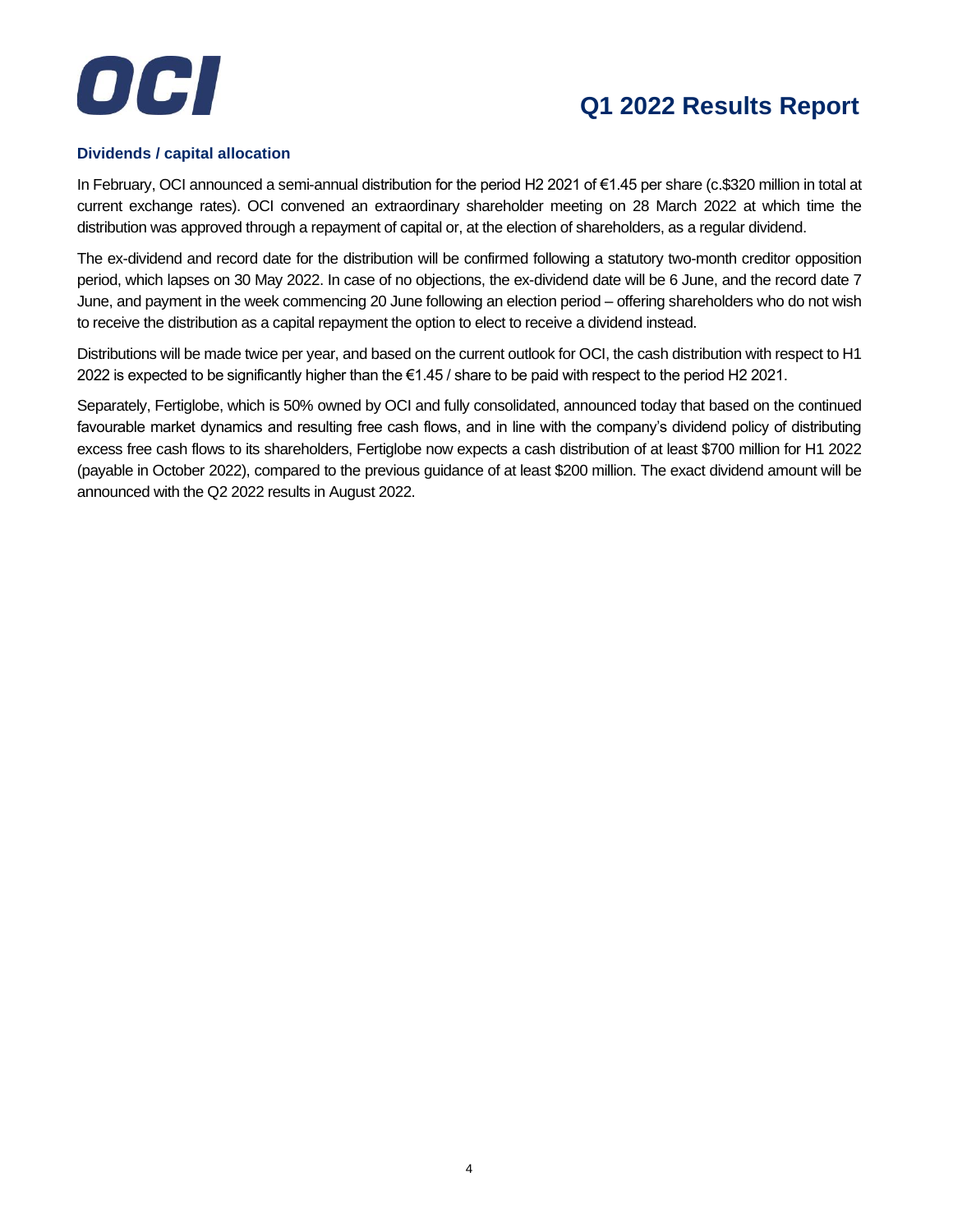## Dividends / capital allocation

In February, OCI announced a semi-annual distribution for the period H2 2021 of €1.45 per share (c.$320 million in total at current exchange rates). OCI convened an extraordinary shareholder meeting on 28 March 2022 at which time the distribution was approved through a repayment of capital or, at the election of shareholders, as a regular dividend.

The ex-dividend and record date for the distribution will be confirmed following a statutory two-month creditor opposition period, which lapses on 30 May 2022. In case of no objections, the ex-dividend date will be 6 June, and the record date 7 June, and payment in the week commencing 20 June following an election period – offering shareholders who do not wish to receive the distribution as a capital repayment the option to elect to receive a dividend instead.

Distributions will be made twice per year, and based on the current outlook for OCI, the cash distribution with respect to H1 2022 is expected to be significantly higher than the €1.45 / share to be paid with respect to the period H2 2021.

Separately, Fertiglobe, which is 50% owned by OCI and fully consolidated, announced today that based on the continued favourable market dynamics and resulting free cash flows, and in line with the company's dividend policy of distributing excess free cash flows to its shareholders, Fertiglobe now expects a cash distribution of at least $700 million for H1 2022 (payable in October 2022), compared to the previous guidance of at least $200 million. The exact dividend amount will be announced with the Q2 2022 results in August 2022.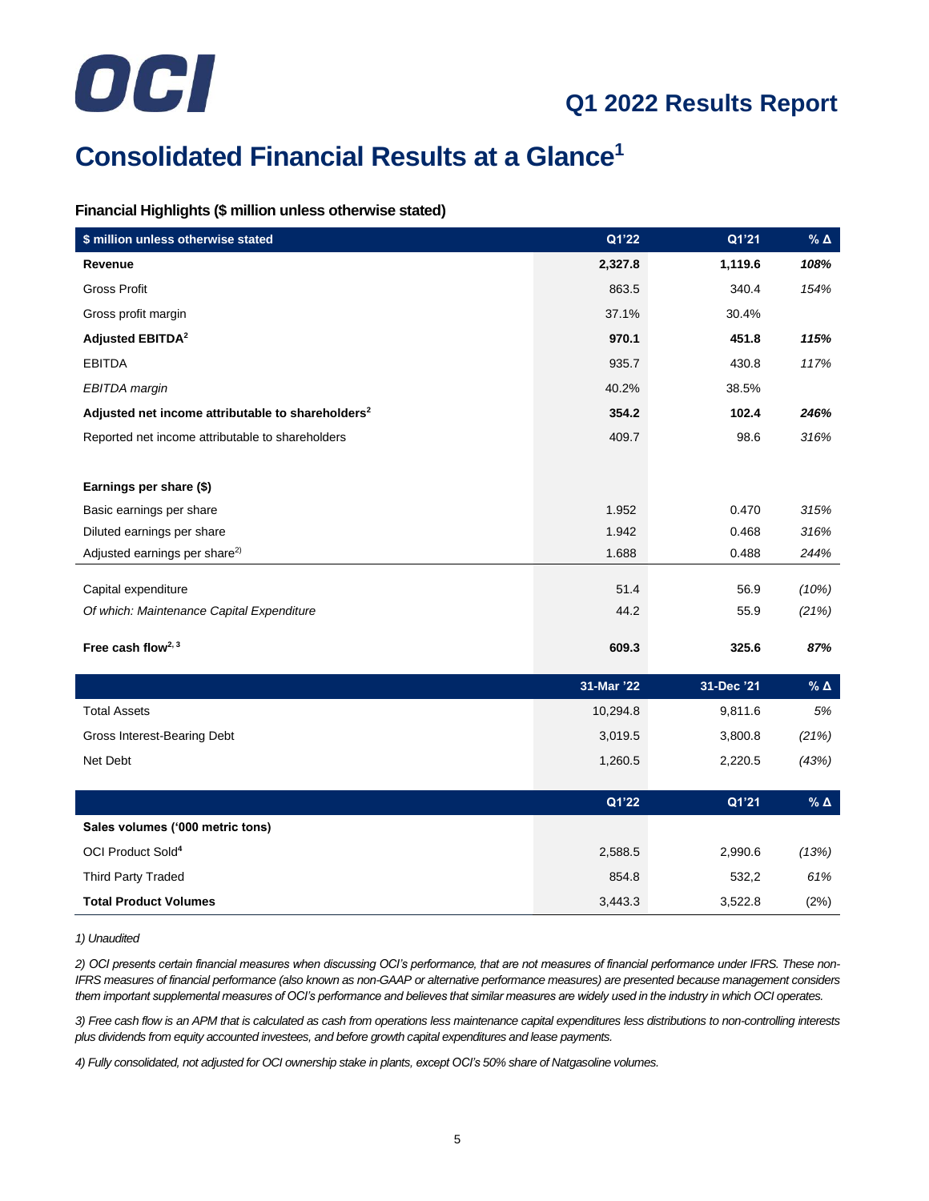# Q1 2022 Results Report

# Consolidated Financial Results at a Glance[1]

**Financial Highlights ($ million unless otherwise stated)**

| $ million unless otherwise stated | Q1'22 | Q1'21 | % Δ |
|---|---|---|---|
| **Revenue** | **2,327.8** | **1,119.6** | ***108%*** |
| Gross Profit | 863.5 | 340.4 | *154%* |
| Gross profit margin | 37.1% | 30.4% | |
| **Adjusted EBITDA[2]** | **970.1** | **451.8** | ***115%*** |
| EBITDA | 935.7 | 430.8 | *117%* |
| *EBITDA margin* | 40.2% | 38.5% | |
| **Adjusted net income attributable to shareholders[2]** | **354.2** | **102.4** | ***246%*** |
| Reported net income attributable to shareholders | 409.7 | 98.6 | *316%* |
| | | | |
| **Earnings per share ($)** | | | |
| Basic earnings per share | 1.952 | 0.470 | *315%* |
| Diluted earnings per share | 1.942 | 0.468 | *316%* |
| Adjusted earnings per share[2)] | 1.688 | 0.488 | *244%* |
| | | | |
| Capital expenditure | 51.4 | 56.9 | *(10%)* |
| *Of which: Maintenance Capital Expenditure* | 44.2 | 55.9 | *(21%)* |
| **Free cash flow[2, 3]** | **609.3** | **325.6** | ***87%*** |

| | 31-Mar '22 | 31-Dec '21 | % Δ |
|---|---|---|---|
| Total Assets | 10,294.8 | 9,811.6 | *5%* |
| Gross Interest-Bearing Debt | 3,019.5 | 3,800.8 | *(21%)* |
| Net Debt | 1,260.5 | 2,220.5 | *(43%)* |

| | Q1'22 | Q1'21 | % Δ |
|---|---|---|---|
| **Sales volumes ('000 metric tons)** | | | |
| OCI Product Sold[4] | 2,588.5 | 2,990.6 | *(13%)* |
| Third Party Traded | 854.8 | 532,2 | *61%* |
| **Total Product Volumes** | 3,443.3 | 3,522.8 | (2%) |

*1) Unaudited*

*2) OCI presents certain financial measures when discussing OCI's performance, that are not measures of financial performance under IFRS. These non-IFRS measures of financial performance (also known as non-GAAP or alternative performance measures) are presented because management considers them important supplemental measures of OCI's performance and believes that similar measures are widely used in the industry in which OCI operates.*

*3) Free cash flow is an APM that is calculated as cash from operations less maintenance capital expenditures less distributions to non-controlling interests plus dividends from equity accounted investees, and before growth capital expenditures and lease payments.*

*4) Fully consolidated, not adjusted for OCI ownership stake in plants, except OCI's 50% share of Natgasoline volumes.*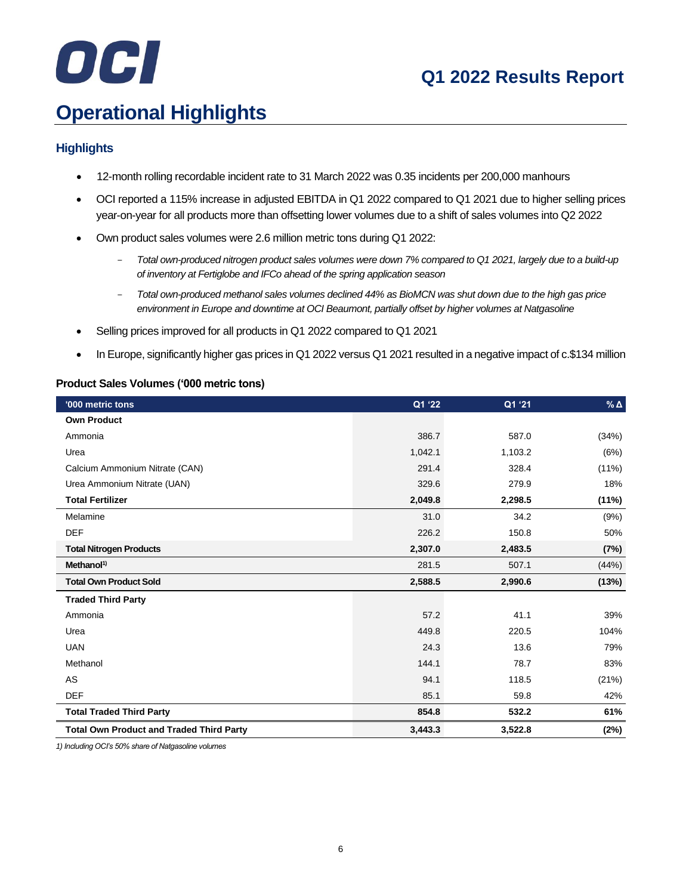# Operational Highlights

## Highlights

- 12-month rolling recordable incident rate to 31 March 2022 was 0.35 incidents per 200,000 manhours
- OCI reported a 115% increase in adjusted EBITDA in Q1 2022 compared to Q1 2021 due to higher selling prices year-on-year for all products more than offsetting lower volumes due to a shift of sales volumes into Q2 2022
- Own product sales volumes were 2.6 million metric tons during Q1 2022:
  - *Total own-produced nitrogen product sales volumes were down 7% compared to Q1 2021, largely due to a build-up of inventory at Fertiglobe and IFCo ahead of the spring application season*
  - *Total own-produced methanol sales volumes declined 44% as BioMCN was shut down due to the high gas price environment in Europe and downtime at OCI Beaumont, partially offset by higher volumes at Natgasoline*
- Selling prices improved for all products in Q1 2022 compared to Q1 2021
- In Europe, significantly higher gas prices in Q1 2022 versus Q1 2021 resulted in a negative impact of c.$134 million

### Product Sales Volumes ('000 metric tons)

| '000 metric tons | Q1 '22 | Q1 '21 | % Δ |
|---|---|---|---|
| **Own Product** | | | |
| Ammonia | 386.7 | 587.0 | (34%) |
| Urea | 1,042.1 | 1,103.2 | (6%) |
| Calcium Ammonium Nitrate (CAN) | 291.4 | 328.4 | (11%) |
| Urea Ammonium Nitrate (UAN) | 329.6 | 279.9 | 18% |
| **Total Fertilizer** | **2,049.8** | **2,298.5** | **(11%)** |
| Melamine | 31.0 | 34.2 | (9%) |
| DEF | 226.2 | 150.8 | 50% |
| **Total Nitrogen Products** | **2,307.0** | **2,483.5** | **(7%)** |
| **Methanol[1)]** | 281.5 | 507.1 | (44%) |
| **Total Own Product Sold** | **2,588.5** | **2,990.6** | **(13%)** |
| **Traded Third Party** | | | |
| Ammonia | 57.2 | 41.1 | 39% |
| Urea | 449.8 | 220.5 | 104% |
| UAN | 24.3 | 13.6 | 79% |
| Methanol | 144.1 | 78.7 | 83% |
| AS | 94.1 | 118.5 | (21%) |
| DEF | 85.1 | 59.8 | 42% |
| **Total Traded Third Party** | **854.8** | **532.2** | **61%** |
| **Total Own Product and Traded Third Party** | **3,443.3** | **3,522.8** | **(2%)** |

*1) Including OCI's 50% share of Natgasoline volumes*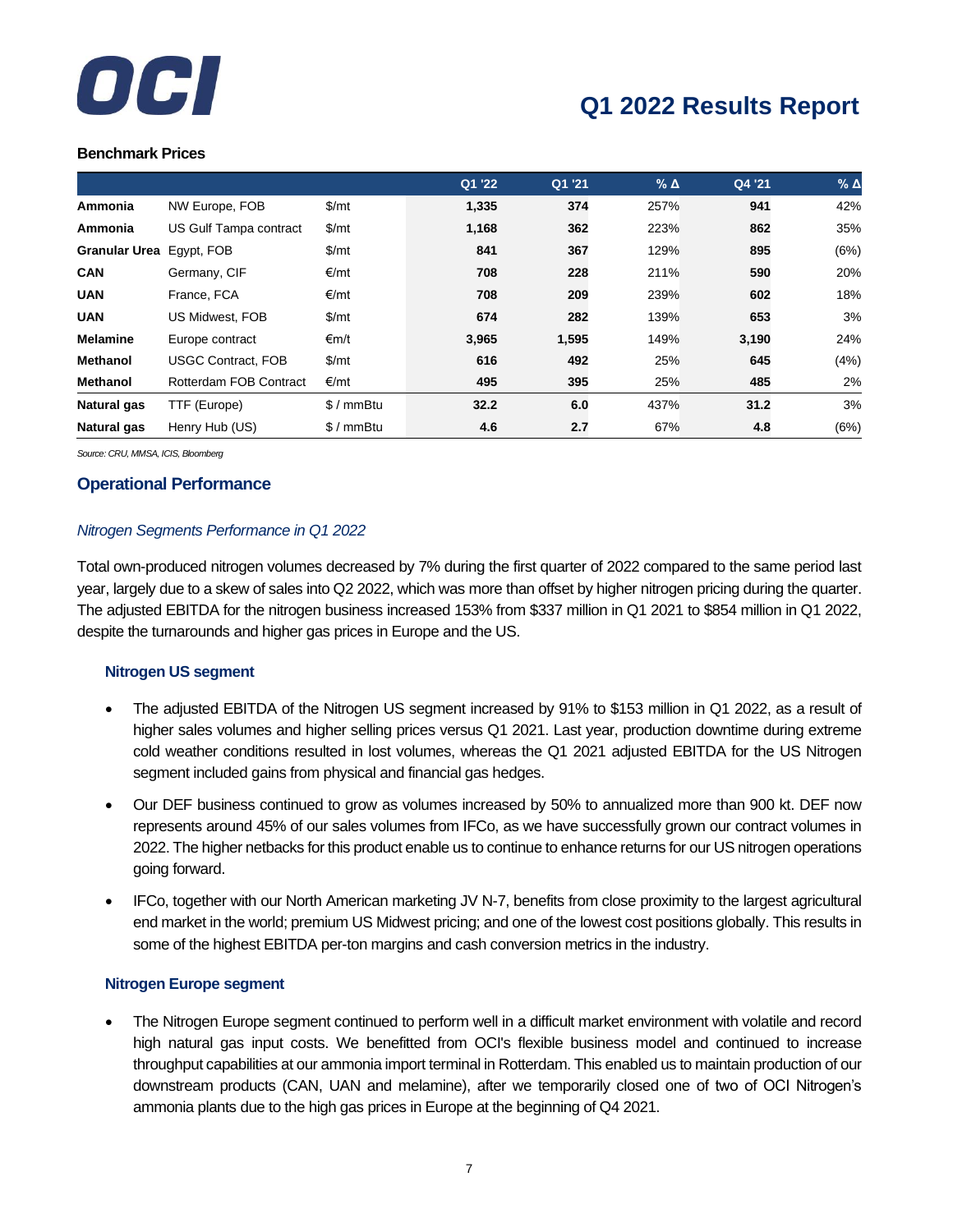### Benchmark Prices

| | | | Q1 '22 | Q1 '21 | % Δ | Q4 '21 | % Δ |
|---|---|---|---|---|---|---|---|
| **Ammonia** | NW Europe, FOB | $/mt | **1,335** | **374** | 257% | **941** | 42% |
| **Ammonia** | US Gulf Tampa contract | $/mt | **1,168** | **362** | 223% | **862** | 35% |
| **Granular Urea** | Egypt, FOB | $/mt | **841** | **367** | 129% | **895** | (6%) |
| **CAN** | Germany, CIF | €/mt | **708** | **228** | 211% | **590** | 20% |
| **UAN** | France, FCA | €/mt | **708** | **209** | 239% | **602** | 18% |
| **UAN** | US Midwest, FOB | $/mt | **674** | **282** | 139% | **653** | 3% |
| **Melamine** | Europe contract | €m/t | **3,965** | **1,595** | 149% | **3,190** | 24% |
| **Methanol** | USGC Contract, FOB | $/mt | **616** | **492** | 25% | **645** | (4%) |
| **Methanol** | Rotterdam FOB Contract | €/mt | **495** | **395** | 25% | **485** | 2% |
| **Natural gas** | TTF (Europe) | $ / mmBtu | **32.2** | **6.0** | 437% | **31.2** | 3% |
| **Natural gas** | Henry Hub (US) | $ / mmBtu | **4.6** | **2.7** | 67% | **4.8** | (6%) |

*Source: CRU, MMSA, ICIS, Bloomberg*

## Operational Performance

*Nitrogen Segments Performance in Q1 2022*

Total own-produced nitrogen volumes decreased by 7% during the first quarter of 2022 compared to the same period last year, largely due to a skew of sales into Q2 2022, which was more than offset by higher nitrogen pricing during the quarter. The adjusted EBITDA for the nitrogen business increased 153% from $337 million in Q1 2021 to $854 million in Q1 2022, despite the turnarounds and higher gas prices in Europe and the US.

### Nitrogen US segment

- The adjusted EBITDA of the Nitrogen US segment increased by 91% to $153 million in Q1 2022, as a result of higher sales volumes and higher selling prices versus Q1 2021. Last year, production downtime during extreme cold weather conditions resulted in lost volumes, whereas the Q1 2021 adjusted EBITDA for the US Nitrogen segment included gains from physical and financial gas hedges.
- Our DEF business continued to grow as volumes increased by 50% to annualized more than 900 kt. DEF now represents around 45% of our sales volumes from IFCo, as we have successfully grown our contract volumes in 2022. The higher netbacks for this product enable us to continue to enhance returns for our US nitrogen operations going forward.
- IFCo, together with our North American marketing JV N-7, benefits from close proximity to the largest agricultural end market in the world; premium US Midwest pricing; and one of the lowest cost positions globally. This results in some of the highest EBITDA per-ton margins and cash conversion metrics in the industry.

### Nitrogen Europe segment

- The Nitrogen Europe segment continued to perform well in a difficult market environment with volatile and record high natural gas input costs. We benefitted from OCI's flexible business model and continued to increase throughput capabilities at our ammonia import terminal in Rotterdam. This enabled us to maintain production of our downstream products (CAN, UAN and melamine), after we temporarily closed one of two of OCI Nitrogen's ammonia plants due to the high gas prices in Europe at the beginning of Q4 2021.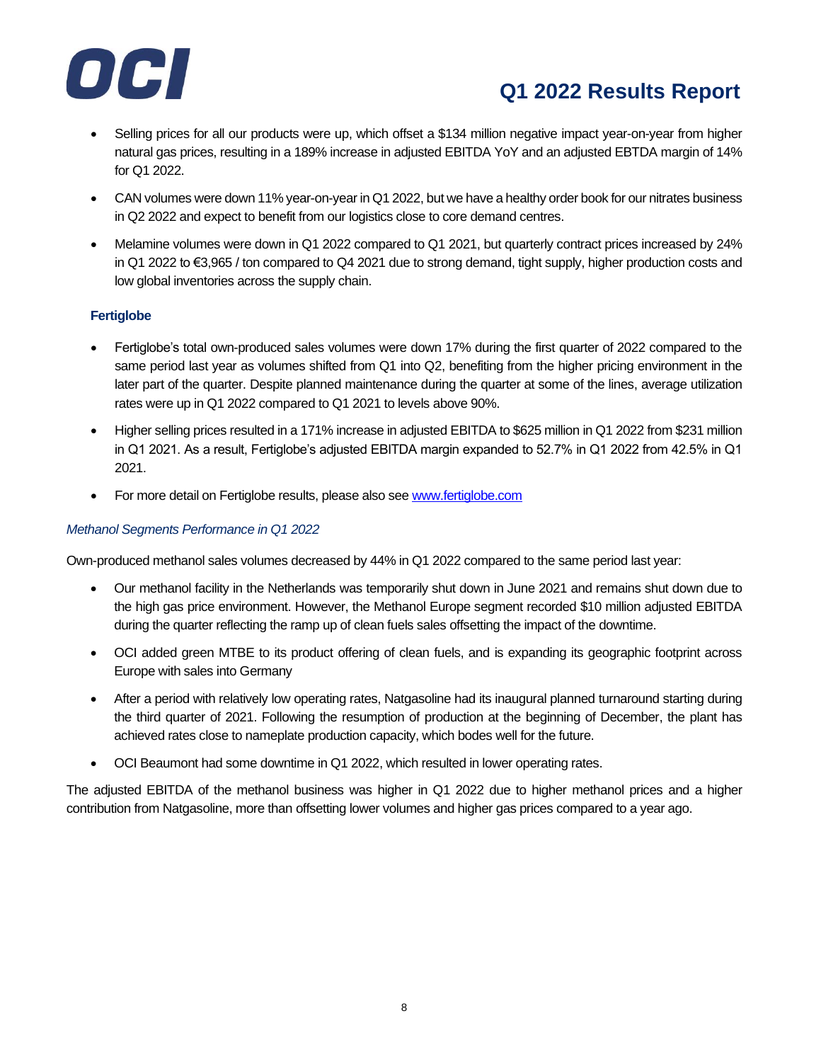- Selling prices for all our products were up, which offset a $134 million negative impact year-on-year from higher natural gas prices, resulting in a 189% increase in adjusted EBITDA YoY and an adjusted EBTDA margin of 14% for Q1 2022.
- CAN volumes were down 11% year-on-year in Q1 2022, but we have a healthy order book for our nitrates business in Q2 2022 and expect to benefit from our logistics close to core demand centres.
- Melamine volumes were down in Q1 2022 compared to Q1 2021, but quarterly contract prices increased by 24% in Q1 2022 to €3,965 / ton compared to Q4 2021 due to strong demand, tight supply, higher production costs and low global inventories across the supply chain.

**Fertiglobe**

- Fertiglobe's total own-produced sales volumes were down 17% during the first quarter of 2022 compared to the same period last year as volumes shifted from Q1 into Q2, benefiting from the higher pricing environment in the later part of the quarter. Despite planned maintenance during the quarter at some of the lines, average utilization rates were up in Q1 2022 compared to Q1 2021 to levels above 90%.
- Higher selling prices resulted in a 171% increase in adjusted EBITDA to $625 million in Q1 2022 from $231 million in Q1 2021. As a result, Fertiglobe's adjusted EBITDA margin expanded to 52.7% in Q1 2022 from 42.5% in Q1 2021.
- For more detail on Fertiglobe results, please also see [www.fertiglobe.com](www.fertiglobe.com)

*Methanol Segments Performance in Q1 2022*

Own-produced methanol sales volumes decreased by 44% in Q1 2022 compared to the same period last year:

- Our methanol facility in the Netherlands was temporarily shut down in June 2021 and remains shut down due to the high gas price environment. However, the Methanol Europe segment recorded $10 million adjusted EBITDA during the quarter reflecting the ramp up of clean fuels sales offsetting the impact of the downtime.
- OCI added green MTBE to its product offering of clean fuels, and is expanding its geographic footprint across Europe with sales into Germany
- After a period with relatively low operating rates, Natgasoline had its inaugural planned turnaround starting during the third quarter of 2021. Following the resumption of production at the beginning of December, the plant has achieved rates close to nameplate production capacity, which bodes well for the future.
- OCI Beaumont had some downtime in Q1 2022, which resulted in lower operating rates.

The adjusted EBITDA of the methanol business was higher in Q1 2022 due to higher methanol prices and a higher contribution from Natgasoline, more than offsetting lower volumes and higher gas prices compared to a year ago.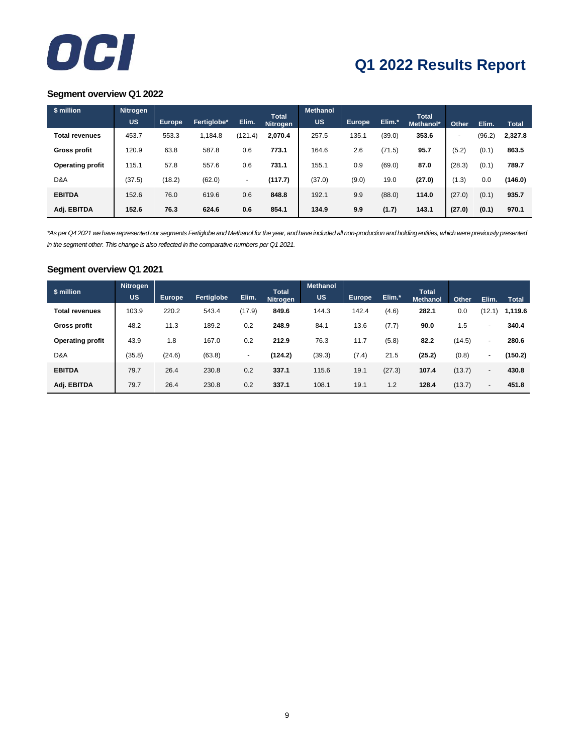# Q1 2022 Results Report

### Segment overview Q1 2022

| $ million | Nitrogen | | | | | Methanol | | | | | | |
|---|---|---|---|---|---|---|---|---|---|---|---|---|
| | US | Europe | Fertiglobe* | Elim. | Total Nitrogen | US | Europe | Elim.* | Total Methanol* | Other | Elim. | Total |
| **Total revenues** | 453.7 | 553.3 | 1,184.8 | (121.4) | **2,070.4** | 257.5 | 135.1 | (39.0) | **353.6** | - | (96.2) | **2,327.8** |
| **Gross profit** | 120.9 | 63.8 | 587.8 | 0.6 | **773.1** | 164.6 | 2.6 | (71.5) | **95.7** | (5.2) | (0.1) | **863.5** |
| **Operating profit** | 115.1 | 57.8 | 557.6 | 0.6 | **731.1** | 155.1 | 0.9 | (69.0) | **87.0** | (28.3) | (0.1) | **789.7** |
| D&A | (37.5) | (18.2) | (62.0) | - | **(117.7)** | (37.0) | (9.0) | 19.0 | **(27.0)** | (1.3) | 0.0 | **(146.0)** |
| **EBITDA** | 152.6 | 76.0 | 619.6 | 0.6 | **848.8** | 192.1 | 9.9 | (88.0) | **114.0** | (27.0) | (0.1) | **935.7** |
| **Adj. EBITDA** | **152.6** | **76.3** | **624.6** | **0.6** | **854.1** | **134.9** | **9.9** | **(1.7)** | **143.1** | **(27.0)** | **(0.1)** | **970.1** |

*\*As per Q4 2021 we have represented our segments Fertiglobe and Methanol for the year, and have included all non-production and holding entities, which were previously presented in the segment other. This change is also reflected in the comparative numbers per Q1 2021.*

### Segment overview Q1 2021

| $ million | Nitrogen | | | | | Methanol | | | | | | |
|---|---|---|---|---|---|---|---|---|---|---|---|---|
| | US | Europe | Fertiglobe | Elim. | Total Nitrogen | US | Europe | Elim.* | Total Methanol | Other | Elim. | Total |
| **Total revenues** | 103.9 | 220.2 | 543.4 | (17.9) | **849.6** | 144.3 | 142.4 | (4.6) | **282.1** | 0.0 | (12.1) | **1,119.6** |
| **Gross profit** | 48.2 | 11.3 | 189.2 | 0.2 | **248.9** | 84.1 | 13.6 | (7.7) | **90.0** | 1.5 | - | **340.4** |
| **Operating profit** | 43.9 | 1.8 | 167.0 | 0.2 | **212.9** | 76.3 | 11.7 | (5.8) | **82.2** | (14.5) | - | **280.6** |
| D&A | (35.8) | (24.6) | (63.8) | - | **(124.2)** | (39.3) | (7.4) | 21.5 | **(25.2)** | (0.8) | - | **(150.2)** |
| **EBITDA** | 79.7 | 26.4 | 230.8 | 0.2 | **337.1** | 115.6 | 19.1 | (27.3) | **107.4** | (13.7) | - | **430.8** |
| **Adj. EBITDA** | 79.7 | 26.4 | 230.8 | 0.2 | **337.1** | 108.1 | 19.1 | 1.2 | **128.4** | (13.7) | - | **451.8** |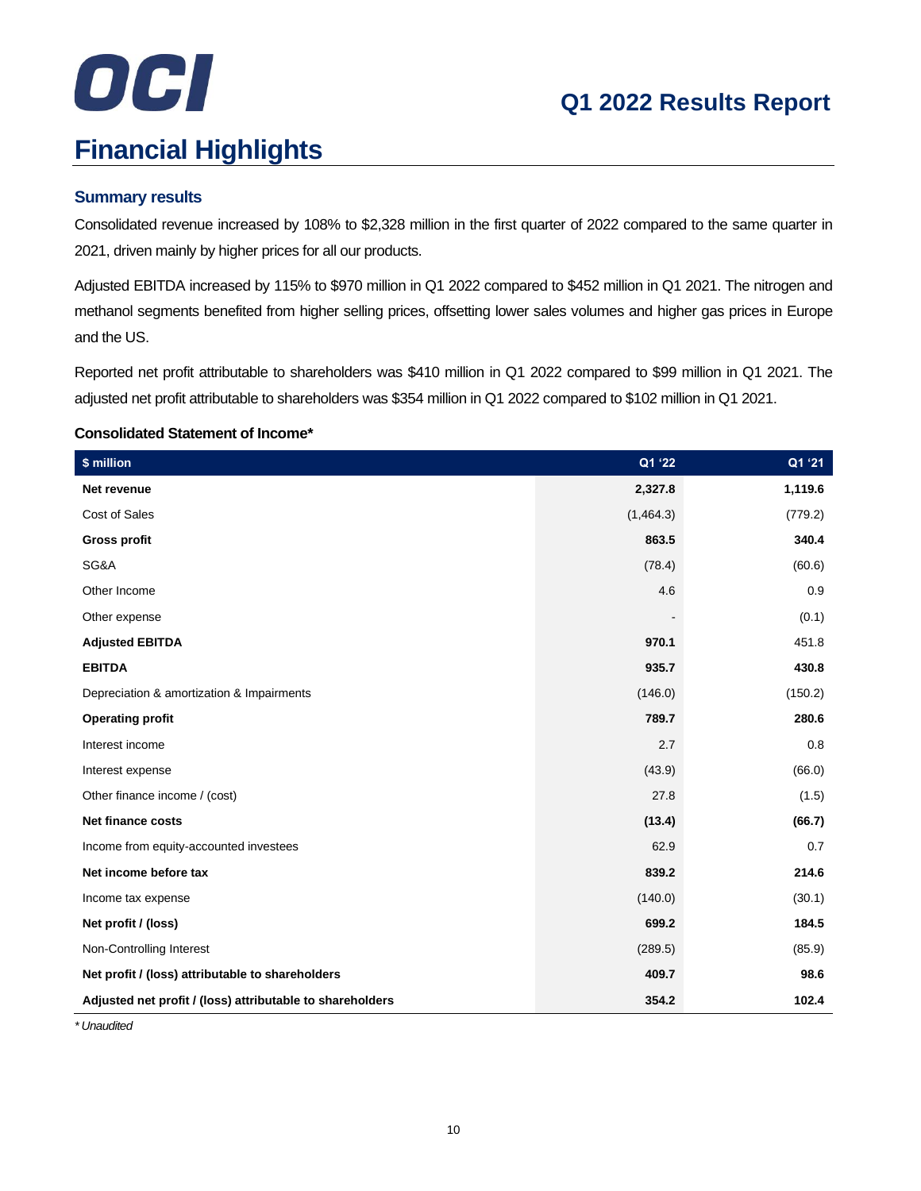# Financial Highlights

### Summary results

Consolidated revenue increased by 108% to $2,328 million in the first quarter of 2022 compared to the same quarter in 2021, driven mainly by higher prices for all our products.

Adjusted EBITDA increased by 115% to $970 million in Q1 2022 compared to $452 million in Q1 2021. The nitrogen and methanol segments benefited from higher selling prices, offsetting lower sales volumes and higher gas prices in Europe and the US.

Reported net profit attributable to shareholders was $410 million in Q1 2022 compared to $99 million in Q1 2021. The adjusted net profit attributable to shareholders was $354 million in Q1 2022 compared to $102 million in Q1 2021.

**Consolidated Statement of Income***

| $ million | Q1 '22 | Q1 '21 |
|---|---|---|
| **Net revenue** | **2,327.8** | **1,119.6** |
| Cost of Sales | (1,464.3) | (779.2) |
| **Gross profit** | **863.5** | **340.4** |
| SG&A | (78.4) | (60.6) |
| Other Income | 4.6 | 0.9 |
| Other expense | - | (0.1) |
| **Adjusted EBITDA** | **970.1** | 451.8 |
| **EBITDA** | **935.7** | **430.8** |
| Depreciation & amortization & Impairments | (146.0) | (150.2) |
| **Operating profit** | **789.7** | **280.6** |
| Interest income | 2.7 | 0.8 |
| Interest expense | (43.9) | (66.0) |
| Other finance income / (cost) | 27.8 | (1.5) |
| **Net finance costs** | **(13.4)** | **(66.7)** |
| Income from equity-accounted investees | 62.9 | 0.7 |
| **Net income before tax** | **839.2** | **214.6** |
| Income tax expense | (140.0) | (30.1) |
| **Net profit / (loss)** | **699.2** | **184.5** |
| Non-Controlling Interest | (289.5) | (85.9) |
| **Net profit / (loss) attributable to shareholders** | **409.7** | **98.6** |
| **Adjusted net profit / (loss) attributable to shareholders** | **354.2** | **102.4** |

*\* Unaudited*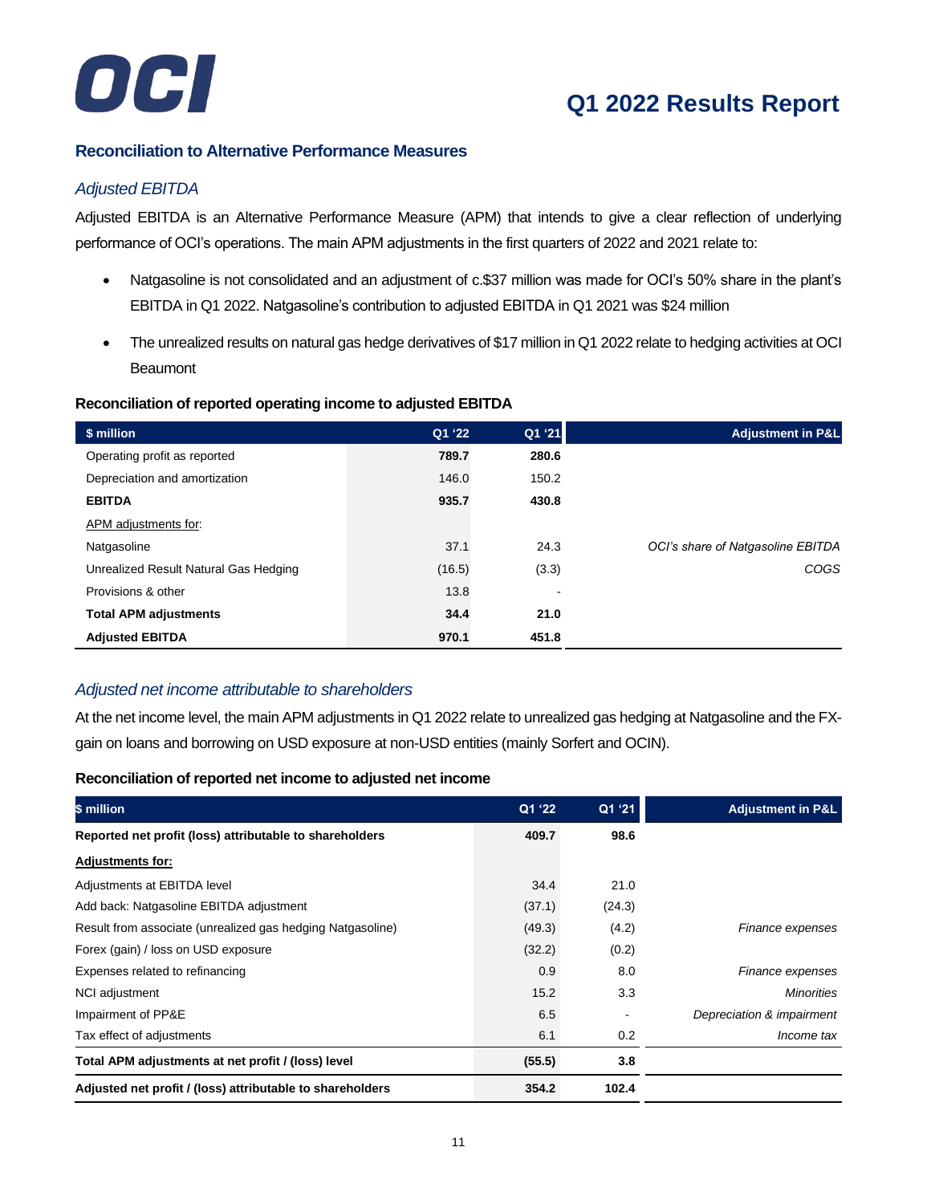## Reconciliation to Alternative Performance Measures

### *Adjusted EBITDA*

Adjusted EBITDA is an Alternative Performance Measure (APM) that intends to give a clear reflection of underlying performance of OCI's operations. The main APM adjustments in the first quarters of 2022 and 2021 relate to:

- Natgasoline is not consolidated and an adjustment of c.$37 million was made for OCI's 50% share in the plant's EBITDA in Q1 2022. Natgasoline's contribution to adjusted EBITDA in Q1 2021 was $24 million
- The unrealized results on natural gas hedge derivatives of $17 million in Q1 2022 relate to hedging activities at OCI Beaumont

**Reconciliation of reported operating income to adjusted EBITDA**

| $ million | Q1 '22 | Q1 '21 | Adjustment in P&L |
|---|---|---|---|
| Operating profit as reported | **789.7** | **280.6** | |
| Depreciation and amortization | 146.0 | 150.2 | |
| **EBITDA** | **935.7** | **430.8** | |
| APM adjustments for: | | | |
| Natgasoline | 37.1 | 24.3 | *OCI's share of Natgasoline EBITDA* |
| Unrealized Result Natural Gas Hedging | (16.5) | (3.3) | *COGS* |
| Provisions & other | 13.8 | - | |
| **Total APM adjustments** | **34.4** | **21.0** | |
| **Adjusted EBITDA** | **970.1** | **451.8** | |

### *Adjusted net income attributable to shareholders*

At the net income level, the main APM adjustments in Q1 2022 relate to unrealized gas hedging at Natgasoline and the FX-gain on loans and borrowing on USD exposure at non-USD entities (mainly Sorfert and OCIN).

**Reconciliation of reported net income to adjusted net income**

| $ million | Q1 '22 | Q1 '21 | Adjustment in P&L |
|---|---|---|---|
| **Reported net profit (loss) attributable to shareholders** | **409.7** | **98.6** | |
| **Adjustments for:** | | | |
| Adjustments at EBITDA level | 34.4 | 21.0 | |
| Add back: Natgasoline EBITDA adjustment | (37.1) | (24.3) | |
| Result from associate (unrealized gas hedging Natgasoline) | (49.3) | (4.2) | *Finance expenses* |
| Forex (gain) / loss on USD exposure | (32.2) | (0.2) | |
| Expenses related to refinancing | 0.9 | 8.0 | *Finance expenses* |
| NCI adjustment | 15.2 | 3.3 | *Minorities* |
| Impairment of PP&E | 6.5 | - | *Depreciation & impairment* |
| Tax effect of adjustments | 6.1 | 0.2 | *Income tax* |
| **Total APM adjustments at net profit / (loss) level** | **(55.5)** | **3.8** | |
| **Adjusted net profit / (loss) attributable to shareholders** | **354.2** | **102.4** | |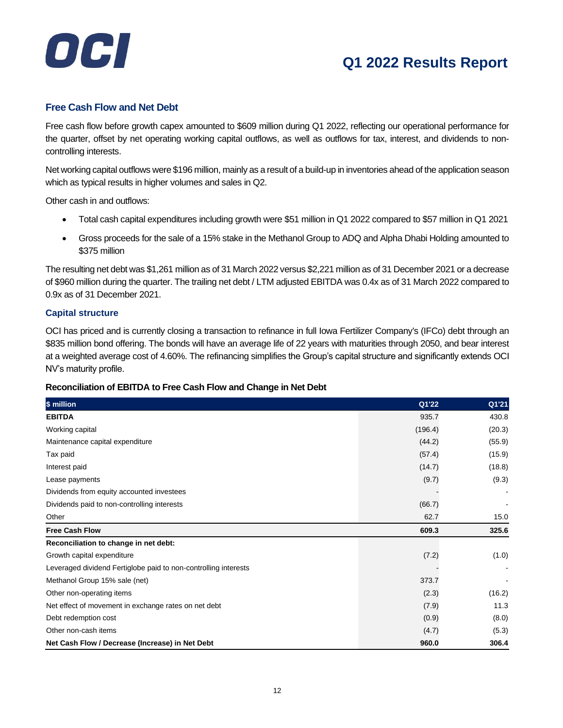## Free Cash Flow and Net Debt

Free cash flow before growth capex amounted to $609 million during Q1 2022, reflecting our operational performance for the quarter, offset by net operating working capital outflows, as well as outflows for tax, interest, and dividends to non-controlling interests.

Net working capital outflows were $196 million, mainly as a result of a build-up in inventories ahead of the application season which as typical results in higher volumes and sales in Q2.

Other cash in and outflows:

- Total cash capital expenditures including growth were $51 million in Q1 2022 compared to $57 million in Q1 2021
- Gross proceeds for the sale of a 15% stake in the Methanol Group to ADQ and Alpha Dhabi Holding amounted to $375 million

The resulting net debt was $1,261 million as of 31 March 2022 versus $2,221 million as of 31 December 2021 or a decrease of $960 million during the quarter. The trailing net debt / LTM adjusted EBITDA was 0.4x as of 31 March 2022 compared to 0.9x as of 31 December 2021.

## Capital structure

OCI has priced and is currently closing a transaction to refinance in full Iowa Fertilizer Company's (IFCo) debt through an $835 million bond offering. The bonds will have an average life of 22 years with maturities through 2050, and bear interest at a weighted average cost of 4.60%. The refinancing simplifies the Group's capital structure and significantly extends OCI NV's maturity profile.

### Reconciliation of EBITDA to Free Cash Flow and Change in Net Debt

| $ million | Q1'22 | Q1'21 |
|---|---|---|
| **EBITDA** | 935.7 | 430.8 |
| Working capital | (196.4) | (20.3) |
| Maintenance capital expenditure | (44.2) | (55.9) |
| Tax paid | (57.4) | (15.9) |
| Interest paid | (14.7) | (18.8) |
| Lease payments | (9.7) | (9.3) |
| Dividends from equity accounted investees | - | - |
| Dividends paid to non-controlling interests | (66.7) | - |
| Other | 62.7 | 15.0 |
| **Free Cash Flow** | **609.3** | **325.6** |
| **Reconciliation to change in net debt:** | | |
| Growth capital expenditure | (7.2) | (1.0) |
| Leveraged dividend Fertiglobe paid to non-controlling interests | - | - |
| Methanol Group 15% sale (net) | 373.7 | - |
| Other non-operating items | (2.3) | (16.2) |
| Net effect of movement in exchange rates on net debt | (7.9) | 11.3 |
| Debt redemption cost | (0.9) | (8.0) |
| Other non-cash items | (4.7) | (5.3) |
| **Net Cash Flow / Decrease (Increase) in Net Debt** | **960.0** | **306.4** |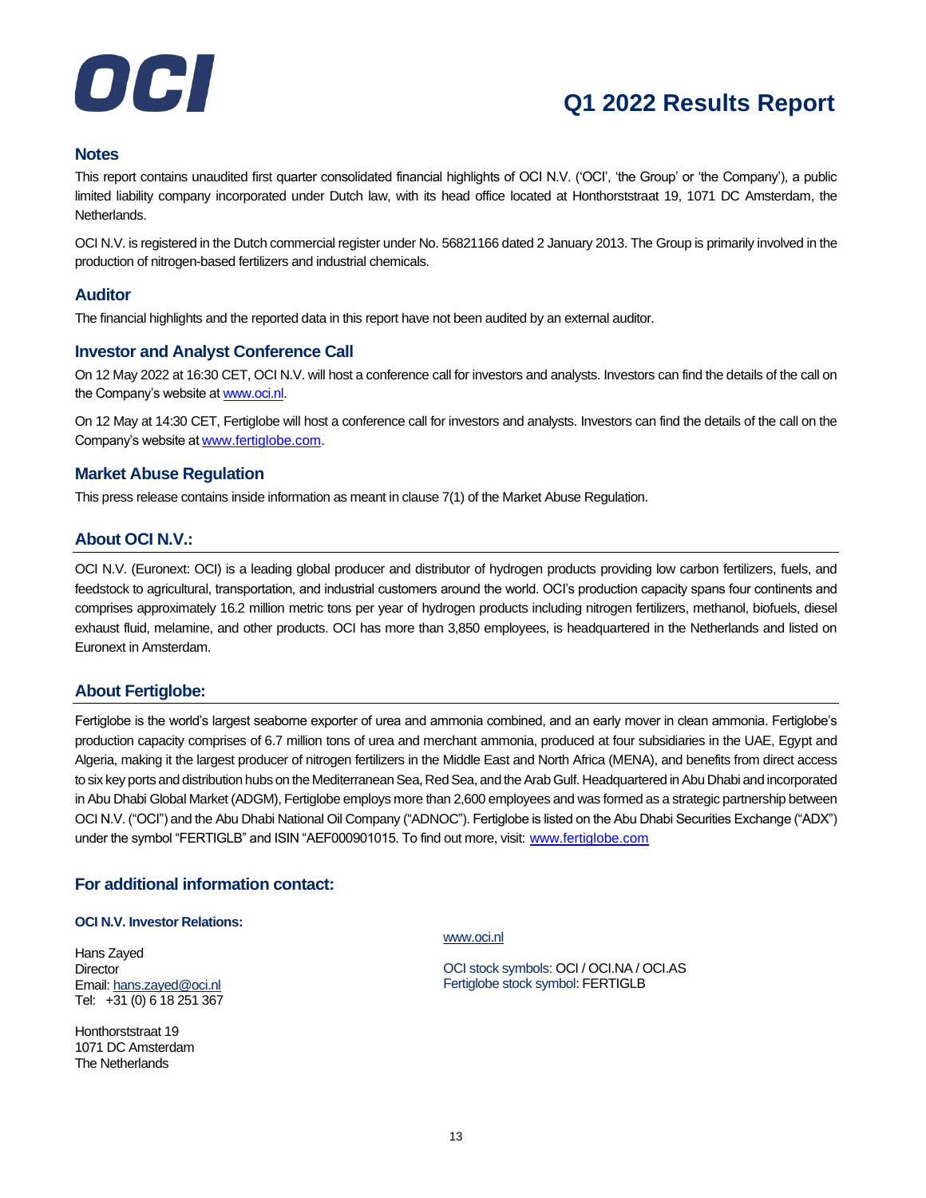## Notes

This report contains unaudited first quarter consolidated financial highlights of OCI N.V. ('OCI', 'the Group' or 'the Company'), a public limited liability company incorporated under Dutch law, with its head office located at Honthorststraat 19, 1071 DC Amsterdam, the Netherlands.

OCI N.V. is registered in the Dutch commercial register under No. 56821166 dated 2 January 2013. The Group is primarily involved in the production of nitrogen-based fertilizers and industrial chemicals.

## Auditor

The financial highlights and the reported data in this report have not been audited by an external auditor.

## Investor and Analyst Conference Call

On 12 May 2022 at 16:30 CET, OCI N.V. will host a conference call for investors and analysts. Investors can find the details of the call on the Company's website at www.oci.nl.

On 12 May at 14:30 CET, Fertiglobe will host a conference call for investors and analysts. Investors can find the details of the call on the Company's website at www.fertiglobe.com.

## Market Abuse Regulation

This press release contains inside information as meant in clause 7(1) of the Market Abuse Regulation.

## About OCI N.V.:

OCI N.V. (Euronext: OCI) is a leading global producer and distributor of hydrogen products providing low carbon fertilizers, fuels, and feedstock to agricultural, transportation, and industrial customers around the world. OCI's production capacity spans four continents and comprises approximately 16.2 million metric tons per year of hydrogen products including nitrogen fertilizers, methanol, biofuels, diesel exhaust fluid, melamine, and other products. OCI has more than 3,850 employees, is headquartered in the Netherlands and listed on Euronext in Amsterdam.

## About Fertiglobe:

Fertiglobe is the world's largest seaborne exporter of urea and ammonia combined, and an early mover in clean ammonia. Fertiglobe's production capacity comprises of 6.7 million tons of urea and merchant ammonia, produced at four subsidiaries in the UAE, Egypt and Algeria, making it the largest producer of nitrogen fertilizers in the Middle East and North Africa (MENA), and benefits from direct access to six key ports and distribution hubs on the Mediterranean Sea, Red Sea, and the Arab Gulf. Headquartered in Abu Dhabi and incorporated in Abu Dhabi Global Market (ADGM), Fertiglobe employs more than 2,600 employees and was formed as a strategic partnership between OCI N.V. ("OCI") and the Abu Dhabi National Oil Company ("ADNOC"). Fertiglobe is listed on the Abu Dhabi Securities Exchange ("ADX") under the symbol "FERTIGLB" and ISIN "AEF000901015. To find out more, visit: www.fertiglobe.com

## For additional information contact:

**OCI N.V. Investor Relations:**

Hans Zayed
Director
Email: hans.zayed@oci.nl
Tel: +31 (0) 6 18 251 367

Honthorststraat 19
1071 DC Amsterdam
The Netherlands

www.oci.nl

OCI stock symbols: OCI / OCI.NA / OCI.AS
Fertiglobe stock symbol: FERTIGLB